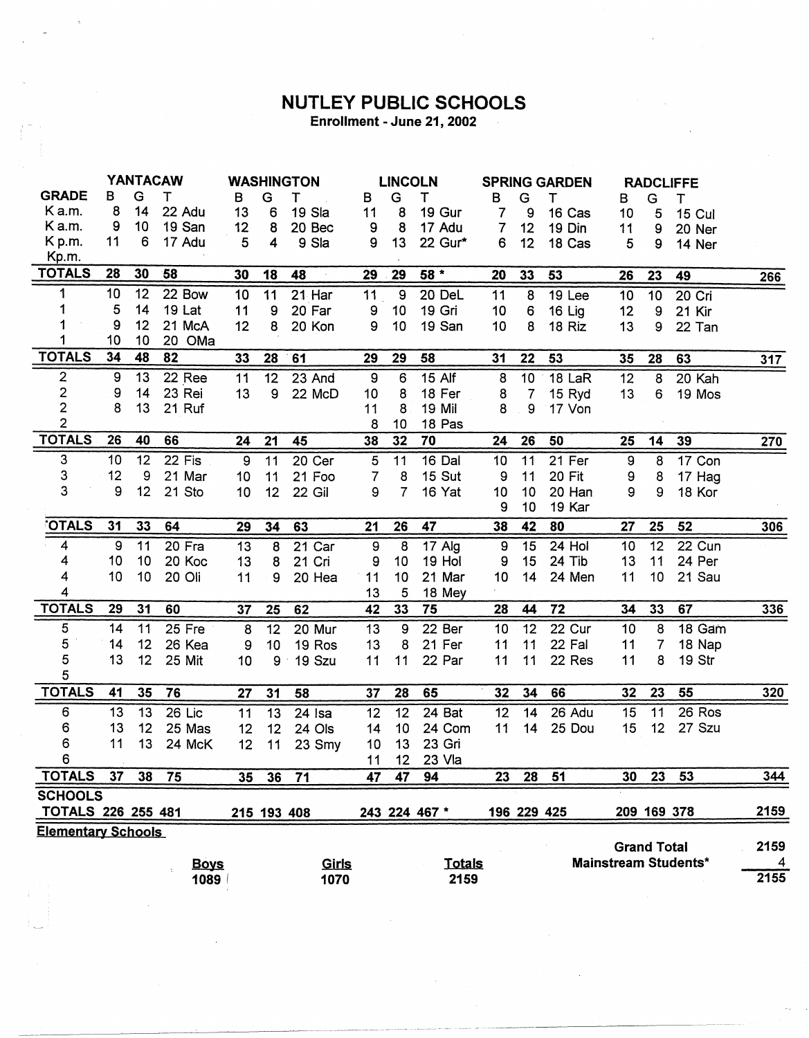# NUTLEY PUBLIC SCHOOLS

**Enrollment - June 21, 2002**

| | YANTACAW | | | WASHINGTON | | | LINCOLN | | | SPRING GARDEN | | | RADCLIFFE | | | |
|---|---|---|---|---|---|---|---|---|---|---|---|---|---|---|---|---|
| **GRADE** | B | G | T | B | G | T | B | G | T | B | G | T | B | G | T | |
| K a.m. | 8 | 14 | 22 Adu | 13 | 6 | 19 Sla | 11 | 8 | 19 Gur | 7 | 9 | 16 Cas | 10 | 5 | 15 Cul | |
| K a.m. | 9 | 10 | 19 San | 12 | 8 | 20 Bec | 9 | 8 | 17 Adu | 7 | 12 | 19 Din | 11 | 9 | 20 Ner | |
| K p.m. | 11 | 6 | 17 Adu | 5 | 4 | 9 Sla | 9 | 13 | 22 Gur* | 6 | 12 | 18 Cas | 5 | 9 | 14 Ner | |
| Kp.m. | | | | | | | | | | | | | | | | |
| **TOTALS** | **28** | **30** | **58** | **30** | **18** | **48** | **29** | **29** | **58 \*** | **20** | **33** | **53** | **26** | **23** | **49** | **266** |
| 1 | 10 | 12 | 22 Bow | 10 | 11 | 21 Har | 11 | 9 | 20 DeL | 11 | 8 | 19 Lee | 10 | 10 | 20 Cri | |
| 1 | 5 | 14 | 19 Lat | 11 | 9 | 20 Far | 9 | 10 | 19 Gri | 10 | 6 | 16 Lig | 12 | 9 | 21 Kir | |
| 1 | 9 | 12 | 21 McA | 12 | 8 | 20 Kon | 9 | 10 | 19 San | 10 | 8 | 18 Riz | 13 | 9 | 22 Tan | |
| 1 | 10 | 10 | 20 OMa | | | | | | | | | | | | | |
| **TOTALS** | **34** | **48** | **82** | **33** | **28** | **61** | **29** | **29** | **58** | **31** | **22** | **53** | **35** | **28** | **63** | **317** |
| 2 | 9 | 13 | 22 Ree | 11 | 12 | 23 And | 9 | 6 | 15 Alf | 8 | 10 | 18 LaR | 12 | 8 | 20 Kah | |
| 2 | 9 | 14 | 23 Rei | 13 | 9 | 22 McD | 10 | 8 | 18 Fer | 8 | 7 | 15 Ryd | 13 | 6 | 19 Mos | |
| 2 | 8 | 13 | 21 Ruf | | | | 11 | 8 | 19 Mil | 8 | 9 | 17 Von | | | | |
| 2 | | | | | | | 8 | 10 | 18 Pas | | | | | | | |
| **TOTALS** | **26** | **40** | **66** | **24** | **21** | **45** | **38** | **32** | **70** | **24** | **26** | **50** | **25** | **14** | **39** | **270** |
| 3 | 10 | 12 | 22 Fis | 9 | 11 | 20 Cer | 5 | 11 | 16 Dal | 10 | 11 | 21 Fer | 9 | 8 | 17 Con | |
| 3 | 12 | 9 | 21 Mar | 10 | 11 | 21 Foo | 7 | 8 | 15 Sut | 9 | 11 | 20 Fit | 9 | 8 | 17 Hag | |
| 3 | 9 | 12 | 21 Sto | 10 | 12 | 22 Gil | 9 | 7 | 16 Yat | 10 | 10 | 20 Han | 9 | 9 | 18 Kor | |
| | | | | | | | | | | 9 | 10 | 19 Kar | | | | |
| **TOTALS** | **31** | **33** | **64** | **29** | **34** | **63** | **21** | **26** | **47** | **38** | **42** | **80** | **27** | **25** | **52** | **306** |
| 4 | 9 | 11 | 20 Fra | 13 | 8 | 21 Car | 9 | 8 | 17 Alg | 9 | 15 | 24 Hol | 10 | 12 | 22 Cun | |
| 4 | 10 | 10 | 20 Koc | 13 | 8 | 21 Cri | 9 | 10 | 19 Hol | 9 | 15 | 24 Tib | 13 | 11 | 24 Per | |
| 4 | 10 | 10 | 20 Oli | 11 | 9 | 20 Hea | 11 | 10 | 21 Mar | 10 | 14 | 24 Men | 11 | 10 | 21 Sau | |
| 4 | | | | | | | 13 | 5 | 18 Mey | | | | | | | |
| **TOTALS** | **29** | **31** | **60** | **37** | **25** | **62** | **42** | **33** | **75** | **28** | **44** | **72** | **34** | **33** | **67** | **336** |
| 5 | 14 | 11 | 25 Fre | 8 | 12 | 20 Mur | 13 | 9 | 22 Ber | 10 | 12 | 22 Cur | 10 | 8 | 18 Gam | |
| 5 | 14 | 12 | 26 Kea | 9 | 10 | 19 Ros | 13 | 8 | 21 Fer | 11 | 11 | 22 Fal | 11 | 7 | 18 Nap | |
| 5 | 13 | 12 | 25 Mit | 10 | 9 | 19 Szu | 11 | 11 | 22 Par | 11 | 11 | 22 Res | 11 | 8 | 19 Str | |
| 5 | | | | | | | | | | | | | | | | |
| **TOTALS** | **41** | **35** | **76** | **27** | **31** | **58** | **37** | **28** | **65** | **32** | **34** | **66** | **32** | **23** | **55** | **320** |
| 6 | 13 | 13 | 26 Lic | 11 | 13 | 24 Isa | 12 | 12 | 24 Bat | 12 | 14 | 26 Adu | 15 | 11 | 26 Ros | |
| 6 | 13 | 12 | 25 Mas | 12 | 12 | 24 Ols | 14 | 10 | 24 Com | 11 | 14 | 25 Dou | 15 | 12 | 27 Szu | |
| 6 | 11 | 13 | 24 McK | 12 | 11 | 23 Smy | 10 | 13 | 23 Gri | | | | | | | |
| 6 | | | | | | | 11 | 12 | 23 Vla | | | | | | | |
| **TOTALS** | **37** | **38** | **75** | **35** | **36** | **71** | **47** | **47** | **94** | **23** | **28** | **51** | **30** | **23** | **53** | **344** |
| **SCHOOLS TOTALS** | **226** | **255** | **481** | **215** | **193** | **408** | **243** | **224** | **467 \*** | **196** | **229** | **425** | **209** | **169** | **378** | **2159** |

**Elementary Schools**

| Boys | Girls | Totals |
|---|---|---|
| 1089 | 1070 | 2159 |

| | |
|---|---|
| **Grand Total** | 2159 |
| **Mainstream Students*** | 4 |
| | 2155 |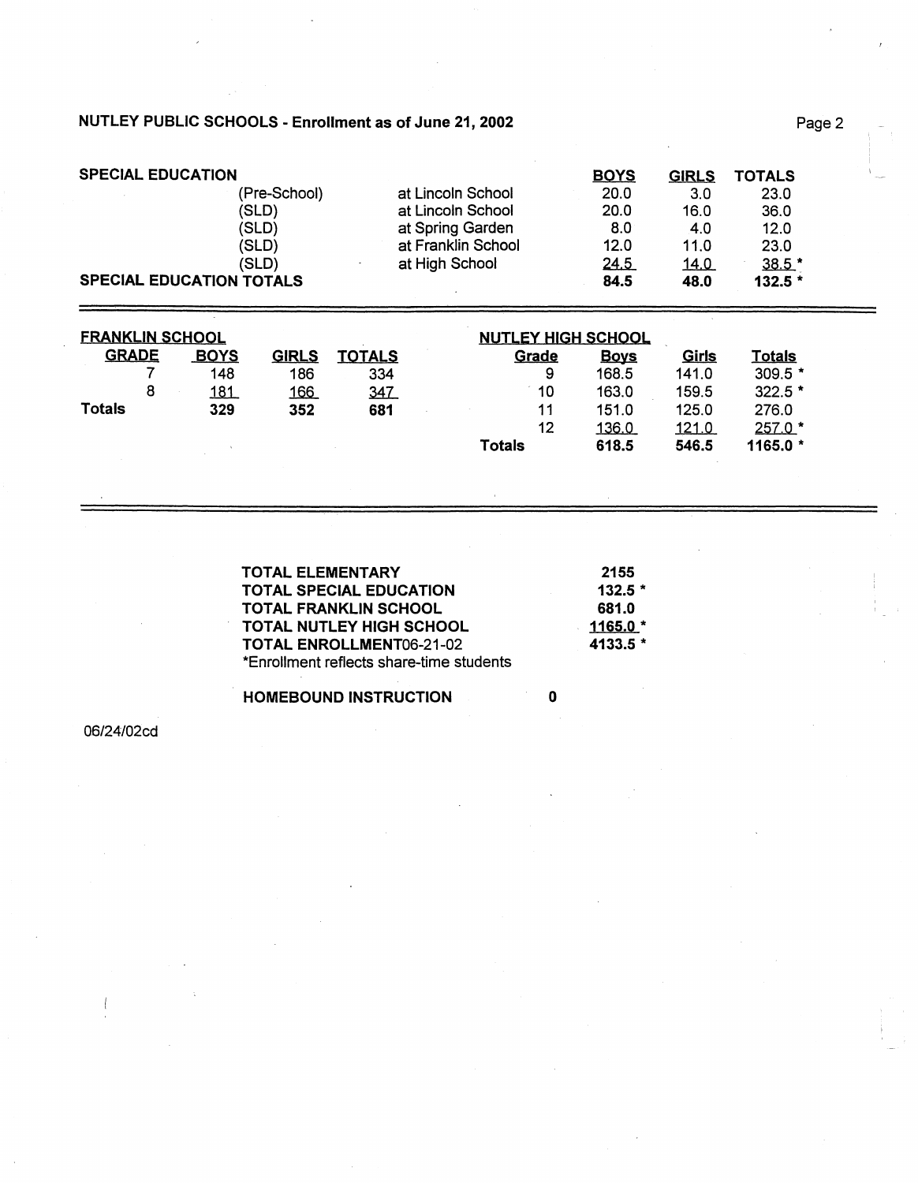## NUTLEY PUBLIC SCHOOLS - Enrollment as of June 21, 2002

| SPECIAL EDUCATION | | | BOYS | GIRLS | TOTALS |
|---|---|---|---|---|---|
| | (Pre-School) | at Lincoln School | 20.0 | 3.0 | 23.0 |
| | (SLD) | at Lincoln School | 20.0 | 16.0 | 36.0 |
| | (SLD) | at Spring Garden | 8.0 | 4.0 | 12.0 |
| | (SLD) | at Franklin School | 12.0 | 11.0 | 23.0 |
| | (SLD) | at High School | 24.5 | 14.0 | 38.5 * |
| **SPECIAL EDUCATION TOTALS** | | | **84.5** | **48.0** | **132.5 *** |

**FRANKLIN SCHOOL**

| GRADE | BOYS | GIRLS | TOTALS |
|---|---|---|---|
| 7 | 148 | 186 | 334 |
| 8 | 181 | 166 | 347 |
| **Totals** | **329** | **352** | **681** |

**NUTLEY HIGH SCHOOL**

| Grade | Boys | Girls | Totals |
|---|---|---|---|
| 9 | 168.5 | 141.0 | 309.5 * |
| 10 | 163.0 | 159.5 | 322.5 * |
| 11 | 151.0 | 125.0 | 276.0 |
| 12 | 136.0 | 121.0 | 257.0 * |
| **Totals** | **618.5** | **546.5** | **1165.0 *** |

| | |
|---|---|
| **TOTAL ELEMENTARY** | **2155** |
| **TOTAL SPECIAL EDUCATION** | **132.5 *** |
| **TOTAL FRANKLIN SCHOOL** | **681.0** |
| **TOTAL NUTLEY HIGH SCHOOL** | **1165.0 *** |
| **TOTAL ENROLLMENT**06-21-02 | **4133.5 *** |

*Enrollment reflects share-time students

**HOMEBOUND INSTRUCTION** 0

06/24/02cd